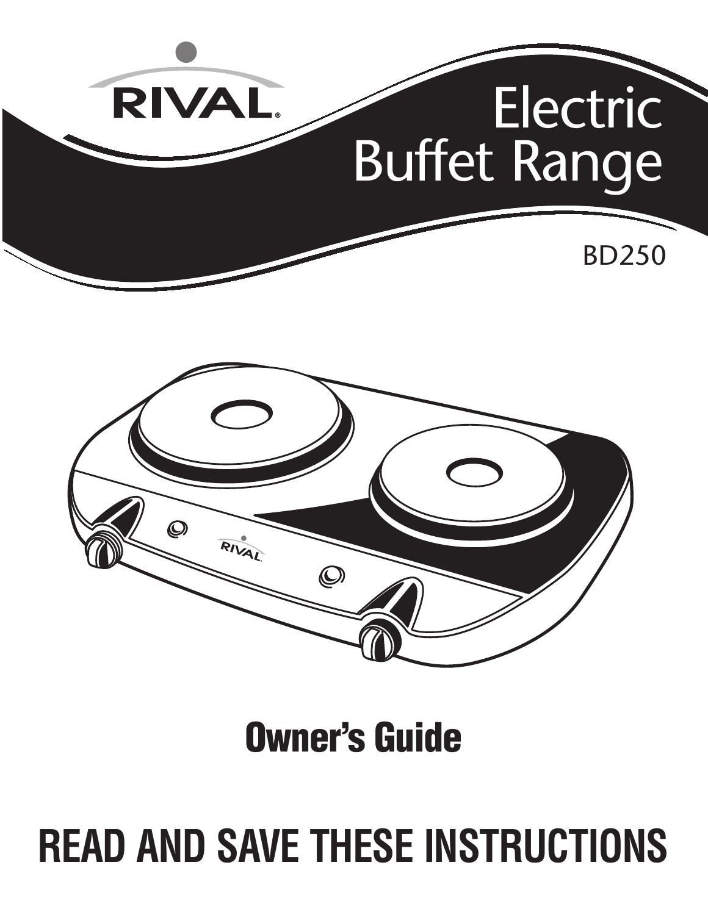RIVAL®

# Electric Buffet Range

BD250

## Owner's Guide

## READ AND SAVE THESE INSTRUCTIONS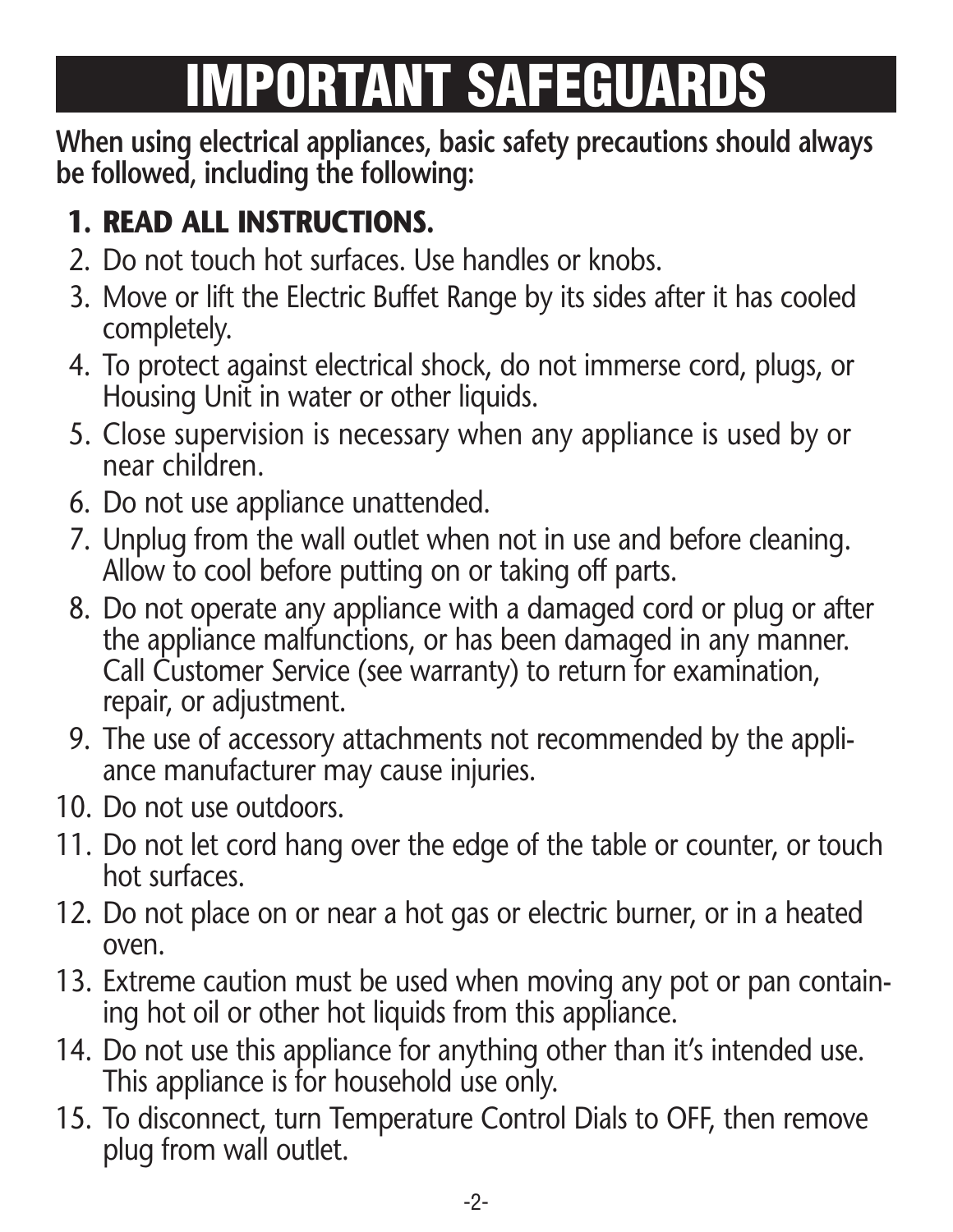# IMPORTANT SAFEGUARDS

**When using electrical appliances, basic safety precautions should always be followed, including the following:**

1. **READ ALL INSTRUCTIONS.**
2. Do not touch hot surfaces. Use handles or knobs.
3. Move or lift the Electric Buffet Range by its sides after it has cooled completely.
4. To protect against electrical shock, do not immerse cord, plugs, or Housing Unit in water or other liquids.
5. Close supervision is necessary when any appliance is used by or near children.
6. Do not use appliance unattended.
7. Unplug from the wall outlet when not in use and before cleaning. Allow to cool before putting on or taking off parts.
8. Do not operate any appliance with a damaged cord or plug or after the appliance malfunctions, or has been damaged in any manner. Call Customer Service (see warranty) to return for examination, repair, or adjustment.
9. The use of accessory attachments not recommended by the appliance manufacturer may cause injuries.
10. Do not use outdoors.
11. Do not let cord hang over the edge of the table or counter, or touch hot surfaces.
12. Do not place on or near a hot gas or electric burner, or in a heated oven.
13. Extreme caution must be used when moving any pot or pan containing hot oil or other hot liquids from this appliance.
14. Do not use this appliance for anything other than it's intended use. This appliance is for household use only.
15. To disconnect, turn Temperature Control Dials to OFF, then remove plug from wall outlet.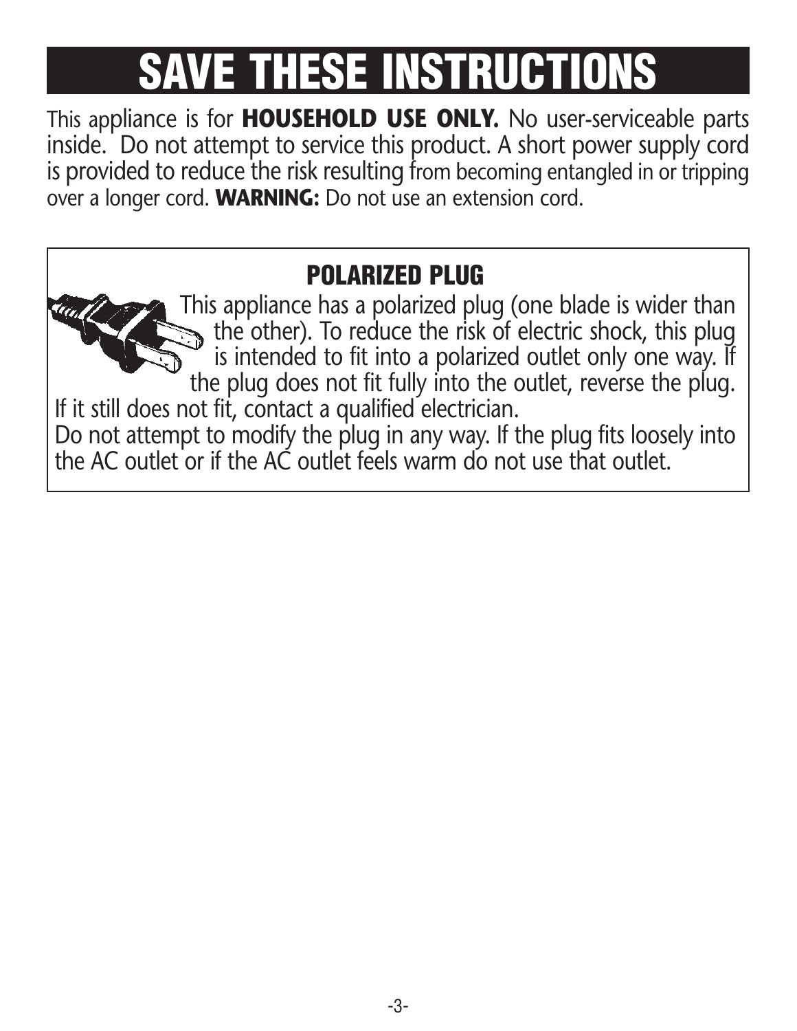# SAVE THESE INSTRUCTIONS

This appliance is for **HOUSEHOLD USE ONLY.** No user-serviceable parts inside. Do not attempt to service this product. A short power supply cord is provided to reduce the risk resulting from becoming entangled in or tripping over a longer cord. **WARNING:** Do not use an extension cord.

## POLARIZED PLUG

This appliance has a polarized plug (one blade is wider than the other). To reduce the risk of electric shock, this plug is intended to fit into a polarized outlet only one way. If the plug does not fit fully into the outlet, reverse the plug. If it still does not fit, contact a qualified electrician.

Do not attempt to modify the plug in any way. If the plug fits loosely into the AC outlet or if the AC outlet feels warm do not use that outlet.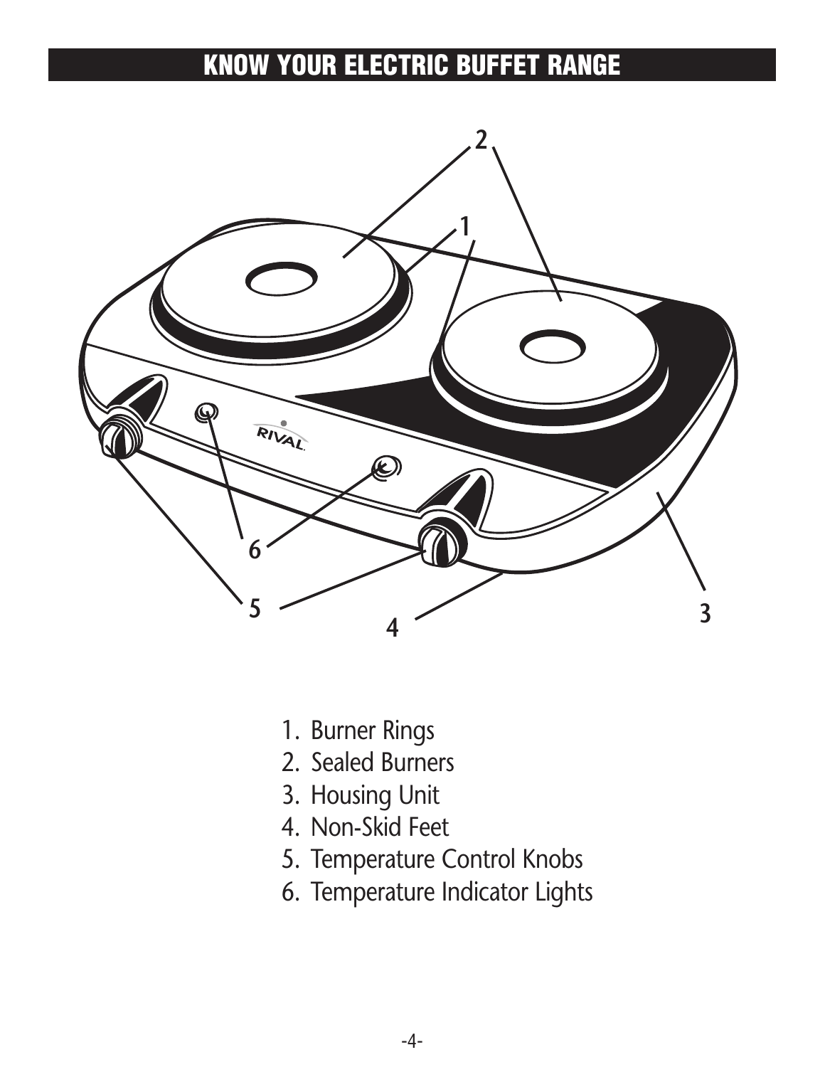# KNOW YOUR ELECTRIC BUFFET RANGE

1. Burner Rings
2. Sealed Burners
3. Housing Unit
4. Non-Skid Feet
5. Temperature Control Knobs
6. Temperature Indicator Lights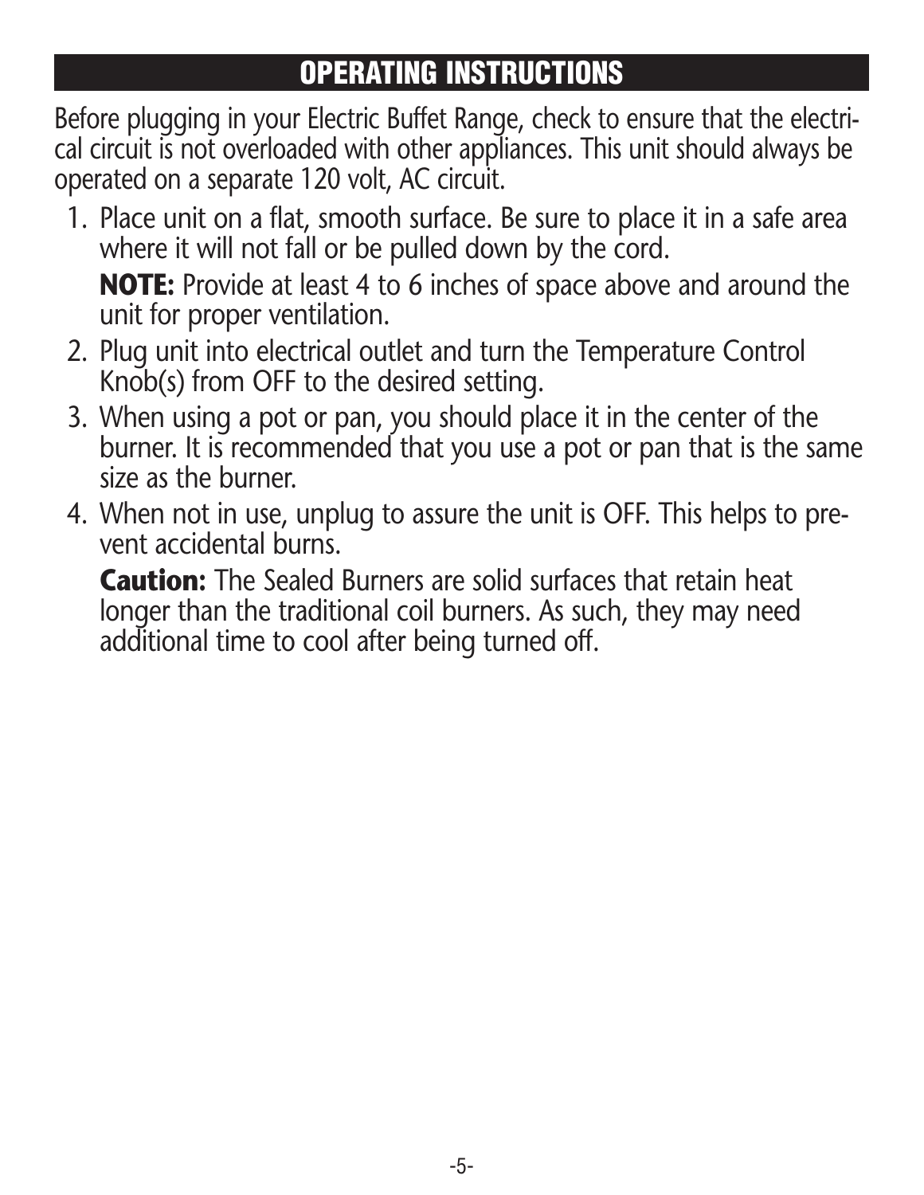## OPERATING INSTRUCTIONS

Before plugging in your Electric Buffet Range, check to ensure that the electrical circuit is not overloaded with other appliances. This unit should always be operated on a separate 120 volt, AC circuit.

1. Place unit on a flat, smooth surface. Be sure to place it in a safe area where it will not fall or be pulled down by the cord.

   **NOTE:** Provide at least 4 to 6 inches of space above and around the unit for proper ventilation.

2. Plug unit into electrical outlet and turn the Temperature Control Knob(s) from OFF to the desired setting.
3. When using a pot or pan, you should place it in the center of the burner. It is recommended that you use a pot or pan that is the same size as the burner.
4. When not in use, unplug to assure the unit is OFF. This helps to prevent accidental burns.

   **Caution:** The Sealed Burners are solid surfaces that retain heat longer than the traditional coil burners. As such, they may need additional time to cool after being turned off.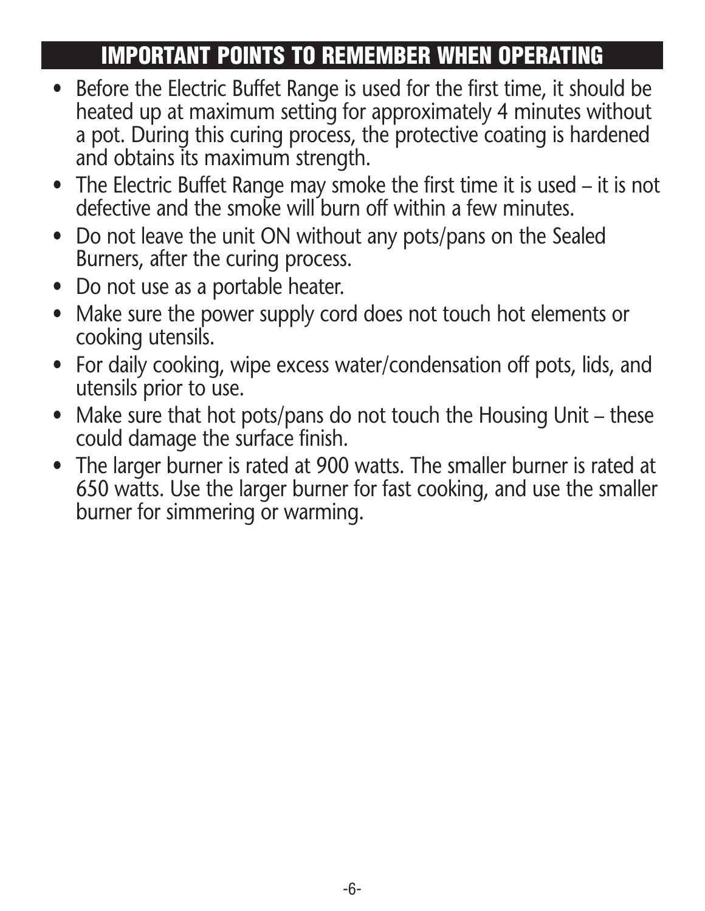## IMPORTANT POINTS TO REMEMBER WHEN OPERATING

- Before the Electric Buffet Range is used for the first time, it should be heated up at maximum setting for approximately 4 minutes without a pot. During this curing process, the protective coating is hardened and obtains its maximum strength.
- The Electric Buffet Range may smoke the first time it is used – it is not defective and the smoke will burn off within a few minutes.
- Do not leave the unit ON without any pots/pans on the Sealed Burners, after the curing process.
- Do not use as a portable heater.
- Make sure the power supply cord does not touch hot elements or cooking utensils.
- For daily cooking, wipe excess water/condensation off pots, lids, and utensils prior to use.
- Make sure that hot pots/pans do not touch the Housing Unit – these could damage the surface finish.
- The larger burner is rated at 900 watts. The smaller burner is rated at 650 watts. Use the larger burner for fast cooking, and use the smaller burner for simmering or warming.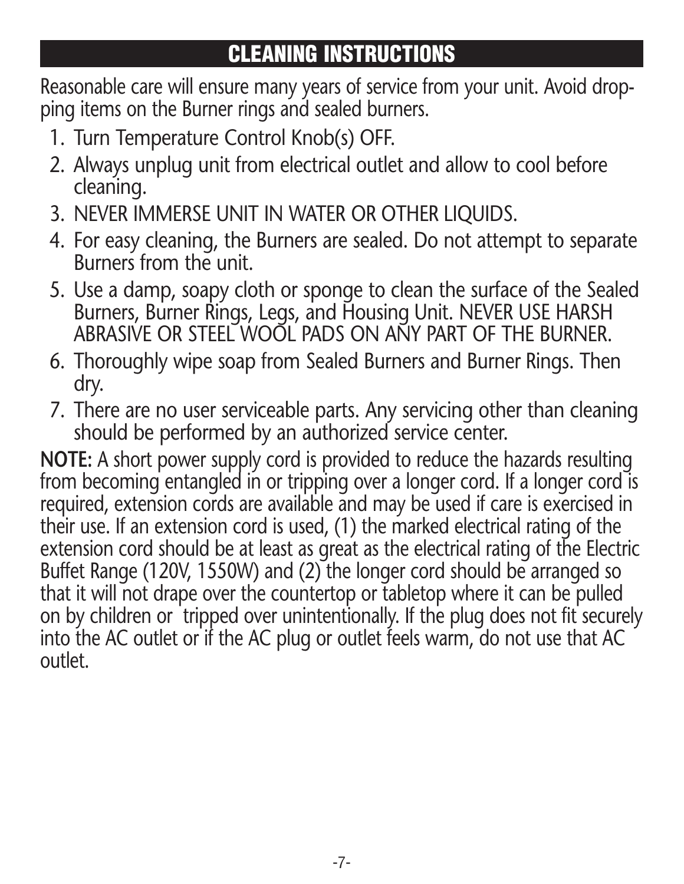## CLEANING INSTRUCTIONS

Reasonable care will ensure many years of service from your unit. Avoid dropping items on the Burner rings and sealed burners.

1. Turn Temperature Control Knob(s) OFF.
2. Always unplug unit from electrical outlet and allow to cool before cleaning.
3. NEVER IMMERSE UNIT IN WATER OR OTHER LIQUIDS.
4. For easy cleaning, the Burners are sealed. Do not attempt to separate Burners from the unit.
5. Use a damp, soapy cloth or sponge to clean the surface of the Sealed Burners, Burner Rings, Legs, and Housing Unit. NEVER USE HARSH ABRASIVE OR STEEL WOOL PADS ON ANY PART OF THE BURNER.
6. Thoroughly wipe soap from Sealed Burners and Burner Rings. Then dry.
7. There are no user serviceable parts. Any servicing other than cleaning should be performed by an authorized service center.

**NOTE:** A short power supply cord is provided to reduce the hazards resulting from becoming entangled in or tripping over a longer cord. If a longer cord is required, extension cords are available and may be used if care is exercised in their use. If an extension cord is used, (1) the marked electrical rating of the extension cord should be at least as great as the electrical rating of the Electric Buffet Range (120V, 1550W) and (2) the longer cord should be arranged so that it will not drape over the countertop or tabletop where it can be pulled on by children or tripped over unintentionally. If the plug does not fit securely into the AC outlet or if the AC plug or outlet feels warm, do not use that AC outlet.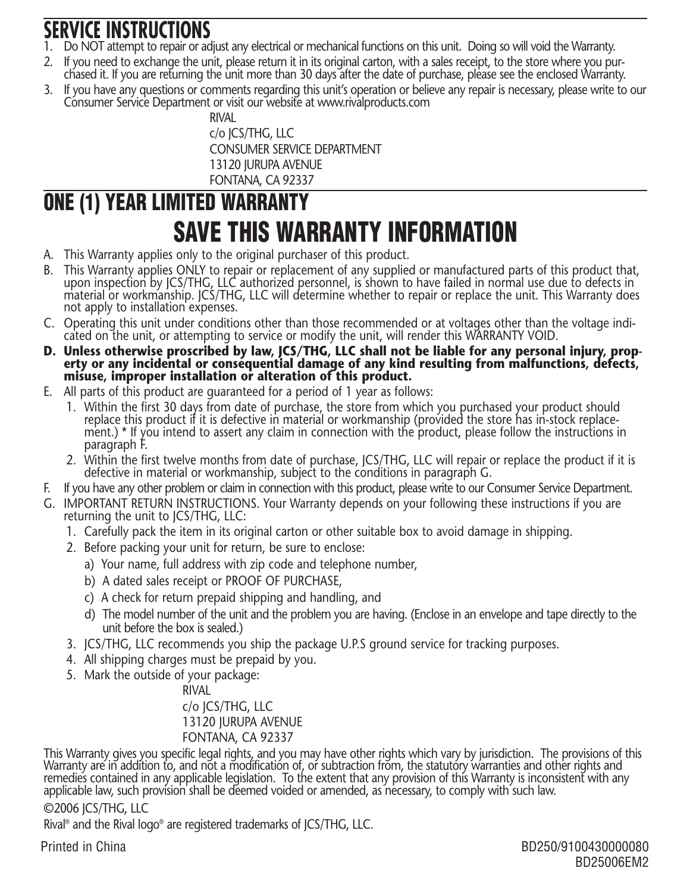## SERVICE INSTRUCTIONS

1. Do NOT attempt to repair or adjust any electrical or mechanical functions on this unit. Doing so will void the Warranty.
2. If you need to exchange the unit, please return it in its original carton, with a sales receipt, to the store where you purchased it. If you are returning the unit more than 30 days after the date of purchase, please see the enclosed Warranty.
3. If you have any questions or comments regarding this unit's operation or believe any repair is necessary, please write to our Consumer Service Department or visit our website at www.rivalproducts.com

RIVAL
c/o JCS/THG, LLC
CONSUMER SERVICE DEPARTMENT
13120 JURUPA AVENUE
FONTANA, CA 92337

## ONE (1) YEAR LIMITED WARRANTY

# SAVE THIS WARRANTY INFORMATION

A. This Warranty applies only to the original purchaser of this product.

B. This Warranty applies ONLY to repair or replacement of any supplied or manufactured parts of this product that, upon inspection by JCS/THG, LLC authorized personnel, is shown to have failed in normal use due to defects in material or workmanship. JCS/THG, LLC will determine whether to repair or replace the unit. This Warranty does not apply to installation expenses.

C. Operating this unit under conditions other than those recommended or at voltages other than the voltage indicated on the unit, or attempting to service or modify the unit, will render this WARRANTY VOID.

**D. Unless otherwise proscribed by law, JCS/THG, LLC shall not be liable for any personal injury, property or any incidental or consequential damage of any kind resulting from malfunctions, defects, misuse, improper installation or alteration of this product.**

E. All parts of this product are guaranteed for a period of 1 year as follows:
   1. Within the first 30 days from date of purchase, the store from which you purchased your product should replace this product if it is defective in material or workmanship (provided the store has in-stock replacement.) * If you intend to assert any claim in connection with the product, please follow the instructions in paragraph F.
   2. Within the first twelve months from date of purchase, JCS/THG, LLC will repair or replace the product if it is defective in material or workmanship, subject to the conditions in paragraph G.

F. If you have any other problem or claim in connection with this product, please write to our Consumer Service Department.

G. IMPORTANT RETURN INSTRUCTIONS. Your Warranty depends on your following these instructions if you are returning the unit to JCS/THG, LLC:
   1. Carefully pack the item in its original carton or other suitable box to avoid damage in shipping.
   2. Before packing your unit for return, be sure to enclose:
      a) Your name, full address with zip code and telephone number,
      b) A dated sales receipt or PROOF OF PURCHASE,
      c) A check for return prepaid shipping and handling, and
      d) The model number of the unit and the problem you are having. (Enclose in an envelope and tape directly to the unit before the box is sealed.)
   3. JCS/THG, LLC recommends you ship the package U.P.S ground service for tracking purposes.
   4. All shipping charges must be prepaid by you.
   5. Mark the outside of your package:

      RIVAL
      c/o JCS/THG, LLC
      13120 JURUPA AVENUE
      FONTANA, CA 92337

This Warranty gives you specific legal rights, and you may have other rights which vary by jurisdiction. The provisions of this Warranty are in addition to, and not a modification of, or subtraction from, the statutory warranties and other rights and remedies contained in any applicable legislation. To the extent that any provision of this Warranty is inconsistent with any applicable law, such provision shall be deemed voided or amended, as necessary, to comply with such law.

©2006 JCS/THG, LLC

Rival® and the Rival logo® are registered trademarks of JCS/THG, LLC.

Printed in China

BD250/9100430000080
BD25006EM2